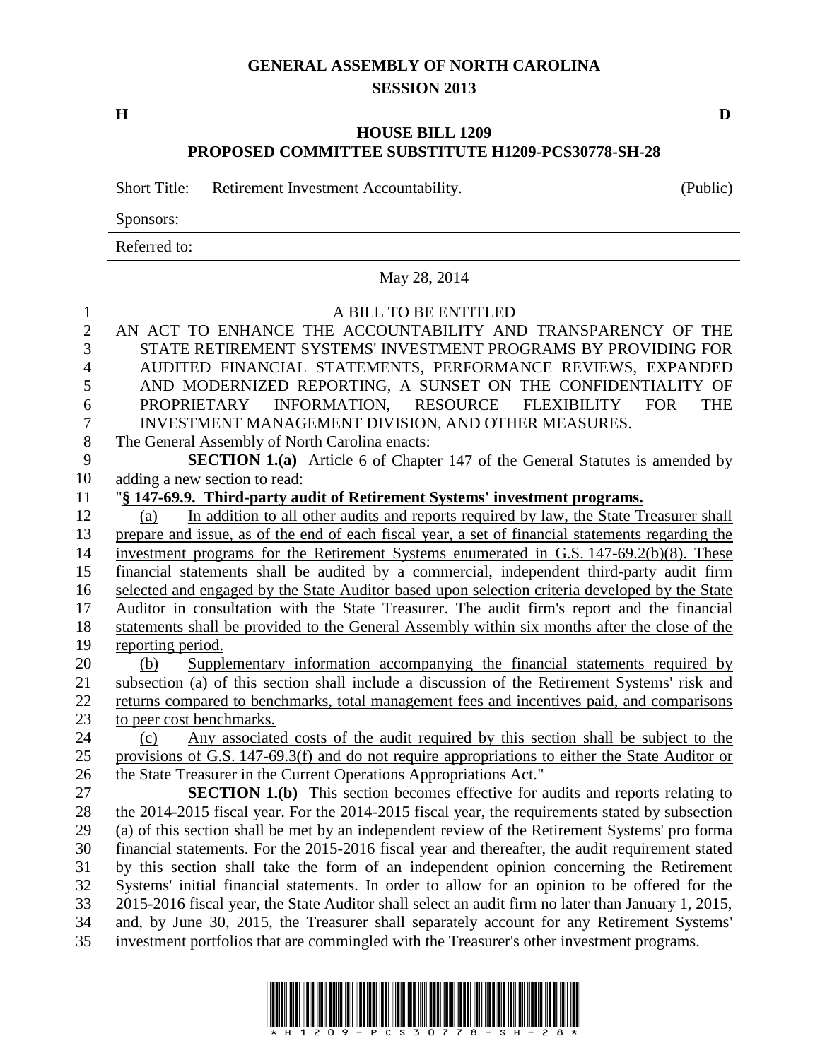**GENERAL ASSEMBLY OF NORTH CAROLINA**
**SESSION 2013**

**H** **D**

**HOUSE BILL 1209**
**PROPOSED COMMITTEE SUBSTITUTE H1209-PCS30778-SH-28**

Short Title: Retirement Investment Accountability. (Public)

Sponsors:

Referred to:

May 28, 2014

A BILL TO BE ENTITLED

AN ACT TO ENHANCE THE ACCOUNTABILITY AND TRANSPARENCY OF THE STATE RETIREMENT SYSTEMS' INVESTMENT PROGRAMS BY PROVIDING FOR AUDITED FINANCIAL STATEMENTS, PERFORMANCE REVIEWS, EXPANDED AND MODERNIZED REPORTING, A SUNSET ON THE CONFIDENTIALITY OF PROPRIETARY INFORMATION, RESOURCE FLEXIBILITY FOR THE INVESTMENT MANAGEMENT DIVISION, AND OTHER MEASURES.

The General Assembly of North Carolina enacts:

**SECTION 1.(a)** Article 6 of Chapter 147 of the General Statutes is amended by adding a new section to read:

"**§ 147-69.9. Third-party audit of Retirement Systems' investment programs.**

(a) In addition to all other audits and reports required by law, the State Treasurer shall prepare and issue, as of the end of each fiscal year, a set of financial statements regarding the investment programs for the Retirement Systems enumerated in G.S. 147-69.2(b)(8). These financial statements shall be audited by a commercial, independent third-party audit firm selected and engaged by the State Auditor based upon selection criteria developed by the State Auditor in consultation with the State Treasurer. The audit firm's report and the financial statements shall be provided to the General Assembly within six months after the close of the reporting period.

(b) Supplementary information accompanying the financial statements required by subsection (a) of this section shall include a discussion of the Retirement Systems' risk and returns compared to benchmarks, total management fees and incentives paid, and comparisons to peer cost benchmarks.

(c) Any associated costs of the audit required by this section shall be subject to the provisions of G.S. 147-69.3(f) and do not require appropriations to either the State Auditor or the State Treasurer in the Current Operations Appropriations Act."

**SECTION 1.(b)** This section becomes effective for audits and reports relating to the 2014-2015 fiscal year. For the 2014-2015 fiscal year, the requirements stated by subsection (a) of this section shall be met by an independent review of the Retirement Systems' pro forma financial statements. For the 2015-2016 fiscal year and thereafter, the audit requirement stated by this section shall take the form of an independent opinion concerning the Retirement Systems' initial financial statements. In order to allow for an opinion to be offered for the 2015-2016 fiscal year, the State Auditor shall select an audit firm no later than January 1, 2015, and, by June 30, 2015, the Treasurer shall separately account for any Retirement Systems' investment portfolios that are commingled with the Treasurer's other investment programs.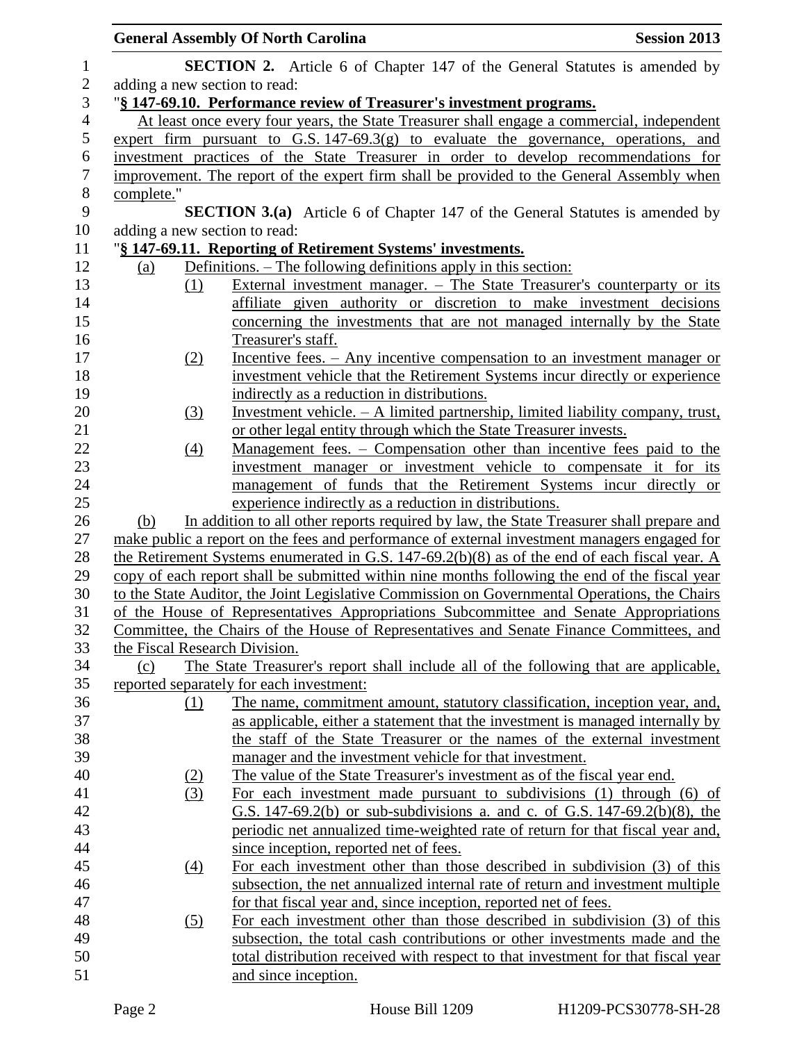**SECTION 2.** Article 6 of Chapter 147 of the General Statutes is amended by adding a new section to read:

"**§ 147-69.10. Performance review of Treasurer's investment programs.**

At least once every four years, the State Treasurer shall engage a commercial, independent expert firm pursuant to G.S. 147-69.3(g) to evaluate the governance, operations, and investment practices of the State Treasurer in order to develop recommendations for improvement. The report of the expert firm shall be provided to the General Assembly when complete."

**SECTION 3.(a)** Article 6 of Chapter 147 of the General Statutes is amended by adding a new section to read:

"**§ 147-69.11. Reporting of Retirement Systems' investments.**

(a) Definitions. – The following definitions apply in this section:

(1) External investment manager. – The State Treasurer's counterparty or its affiliate given authority or discretion to make investment decisions concerning the investments that are not managed internally by the State Treasurer's staff.

(2) Incentive fees. – Any incentive compensation to an investment manager or investment vehicle that the Retirement Systems incur directly or experience indirectly as a reduction in distributions.

(3) Investment vehicle. – A limited partnership, limited liability company, trust, or other legal entity through which the State Treasurer invests.

(4) Management fees. – Compensation other than incentive fees paid to the investment manager or investment vehicle to compensate it for its management of funds that the Retirement Systems incur directly or experience indirectly as a reduction in distributions.

(b) In addition to all other reports required by law, the State Treasurer shall prepare and make public a report on the fees and performance of external investment managers engaged for the Retirement Systems enumerated in G.S. 147-69.2(b)(8) as of the end of each fiscal year. A copy of each report shall be submitted within nine months following the end of the fiscal year to the State Auditor, the Joint Legislative Commission on Governmental Operations, the Chairs of the House of Representatives Appropriations Subcommittee and Senate Appropriations Committee, the Chairs of the House of Representatives and Senate Finance Committees, and the Fiscal Research Division.

(c) The State Treasurer's report shall include all of the following that are applicable, reported separately for each investment:

(1) The name, commitment amount, statutory classification, inception year, and, as applicable, either a statement that the investment is managed internally by the staff of the State Treasurer or the names of the external investment manager and the investment vehicle for that investment.

(2) The value of the State Treasurer's investment as of the fiscal year end.

(3) For each investment made pursuant to subdivisions (1) through (6) of G.S. 147-69.2(b) or sub-subdivisions a. and c. of G.S. 147-69.2(b)(8), the periodic net annualized time-weighted rate of return for that fiscal year and, since inception, reported net of fees.

(4) For each investment other than those described in subdivision (3) of this subsection, the net annualized internal rate of return and investment multiple for that fiscal year and, since inception, reported net of fees.

(5) For each investment other than those described in subdivision (3) of this subsection, the total cash contributions or other investments made and the total distribution received with respect to that investment for that fiscal year and since inception.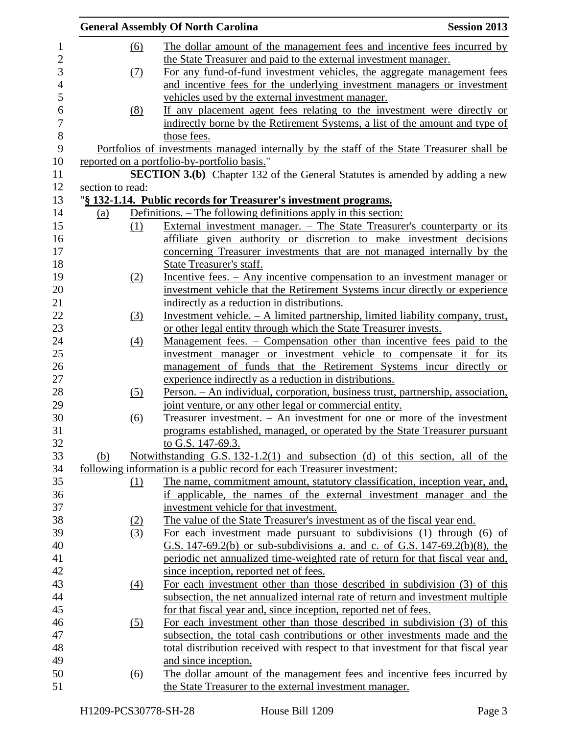(6) The dollar amount of the management fees and incentive fees incurred by the State Treasurer and paid to the external investment manager.

(7) For any fund-of-fund investment vehicles, the aggregate management fees and incentive fees for the underlying investment managers or investment vehicles used by the external investment manager.

(8) If any placement agent fees relating to the investment were directly or indirectly borne by the Retirement Systems, a list of the amount and type of those fees.

Portfolios of investments managed internally by the staff of the State Treasurer shall be reported on a portfolio-by-portfolio basis."

**SECTION 3.(b)** Chapter 132 of the General Statutes is amended by adding a new section to read:

"**§ 132-1.14. Public records for Treasurer's investment programs.**

(a) Definitions. – The following definitions apply in this section:

(1) External investment manager. – The State Treasurer's counterparty or its affiliate given authority or discretion to make investment decisions concerning Treasurer investments that are not managed internally by the State Treasurer's staff.

(2) Incentive fees. – Any incentive compensation to an investment manager or investment vehicle that the Retirement Systems incur directly or experience indirectly as a reduction in distributions.

(3) Investment vehicle. – A limited partnership, limited liability company, trust, or other legal entity through which the State Treasurer invests.

(4) Management fees. – Compensation other than incentive fees paid to the investment manager or investment vehicle to compensate it for its management of funds that the Retirement Systems incur directly or experience indirectly as a reduction in distributions.

(5) Person. – An individual, corporation, business trust, partnership, association, joint venture, or any other legal or commercial entity.

(6) Treasurer investment. – An investment for one or more of the investment programs established, managed, or operated by the State Treasurer pursuant to G.S. 147-69.3.

(b) Notwithstanding G.S. 132-1.2(1) and subsection (d) of this section, all of the following information is a public record for each Treasurer investment:

(1) The name, commitment amount, statutory classification, inception year, and, if applicable, the names of the external investment manager and the investment vehicle for that investment.

(2) The value of the State Treasurer's investment as of the fiscal year end.

(3) For each investment made pursuant to subdivisions (1) through (6) of G.S. 147-69.2(b) or sub-subdivisions a. and c. of G.S. 147-69.2(b)(8), the periodic net annualized time-weighted rate of return for that fiscal year and, since inception, reported net of fees.

(4) For each investment other than those described in subdivision (3) of this subsection, the net annualized internal rate of return and investment multiple for that fiscal year and, since inception, reported net of fees.

(5) For each investment other than those described in subdivision (3) of this subsection, the total cash contributions or other investments made and the total distribution received with respect to that investment for that fiscal year and since inception.

(6) The dollar amount of the management fees and incentive fees incurred by the State Treasurer to the external investment manager.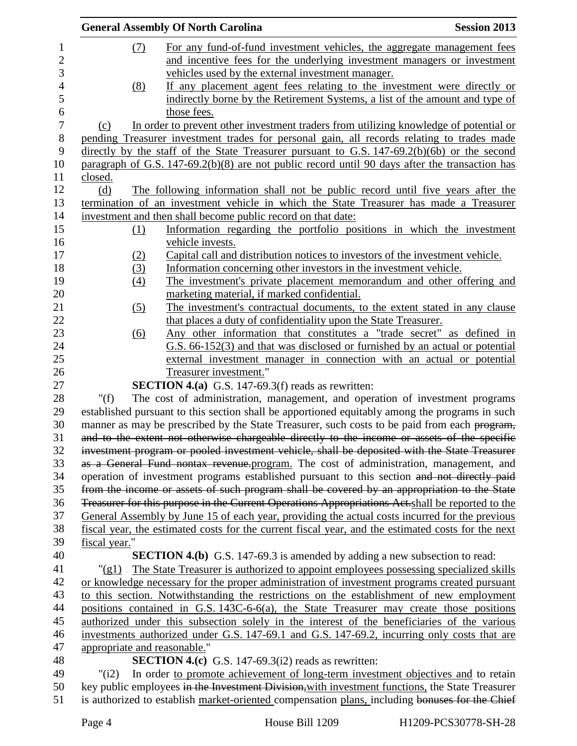(7) For any fund-of-fund investment vehicles, the aggregate management fees and incentive fees for the underlying investment managers or investment vehicles used by the external investment manager.

(8) If any placement agent fees relating to the investment were directly or indirectly borne by the Retirement Systems, a list of the amount and type of those fees.

(c) In order to prevent other investment traders from utilizing knowledge of potential or pending Treasurer investment trades for personal gain, all records relating to trades made directly by the staff of the State Treasurer pursuant to G.S. 147-69.2(b)(6b) or the second paragraph of G.S. 147-69.2(b)(8) are not public record until 90 days after the transaction has closed.

(d) The following information shall not be public record until five years after the termination of an investment vehicle in which the State Treasurer has made a Treasurer investment and then shall become public record on that date:

(1) Information regarding the portfolio positions in which the investment vehicle invests.

(2) Capital call and distribution notices to investors of the investment vehicle.

(3) Information concerning other investors in the investment vehicle.

(4) The investment's private placement memorandum and other offering and marketing material, if marked confidential.

(5) The investment's contractual documents, to the extent stated in any clause that places a duty of confidentiality upon the State Treasurer.

(6) Any other information that constitutes a "trade secret" as defined in G.S. 66-152(3) and that was disclosed or furnished by an actual or potential external investment manager in connection with an actual or potential Treasurer investment."

**SECTION 4.(a)** G.S. 147-69.3(f) reads as rewritten:

"(f) The cost of administration, management, and operation of investment programs established pursuant to this section shall be apportioned equitably among the programs in such manner as may be prescribed by the State Treasurer, such costs to be paid from each ~~program, and to the extent not otherwise chargeable directly to the income or assets of the specific investment program or pooled investment vehicle, shall be deposited with the State Treasurer as a General Fund nontax revenue.~~program. The cost of administration, management, and operation of investment programs established pursuant to this section ~~and not directly paid from the income or assets of such program shall be covered by an appropriation to the State Treasurer for this purpose in the Current Operations Appropriations Act.~~shall be reported to the General Assembly by June 15 of each year, providing the actual costs incurred for the previous fiscal year, the estimated costs for the current fiscal year, and the estimated costs for the next fiscal year."

**SECTION 4.(b)** G.S. 147-69.3 is amended by adding a new subsection to read:

"(g1) The State Treasurer is authorized to appoint employees possessing specialized skills or knowledge necessary for the proper administration of investment programs created pursuant to this section. Notwithstanding the restrictions on the establishment of new employment positions contained in G.S. 143C-6-6(a), the State Treasurer may create those positions authorized under this subsection solely in the interest of the beneficiaries of the various investments authorized under G.S. 147-69.1 and G.S. 147-69.2, incurring only costs that are appropriate and reasonable."

**SECTION 4.(c)** G.S. 147-69.3(i2) reads as rewritten:

"(i2) In order to promote achievement of long-term investment objectives and to retain key public employees ~~in the Investment Division,~~with investment functions, the State Treasurer is authorized to establish market-oriented compensation plans, including ~~bonuses for the Chief~~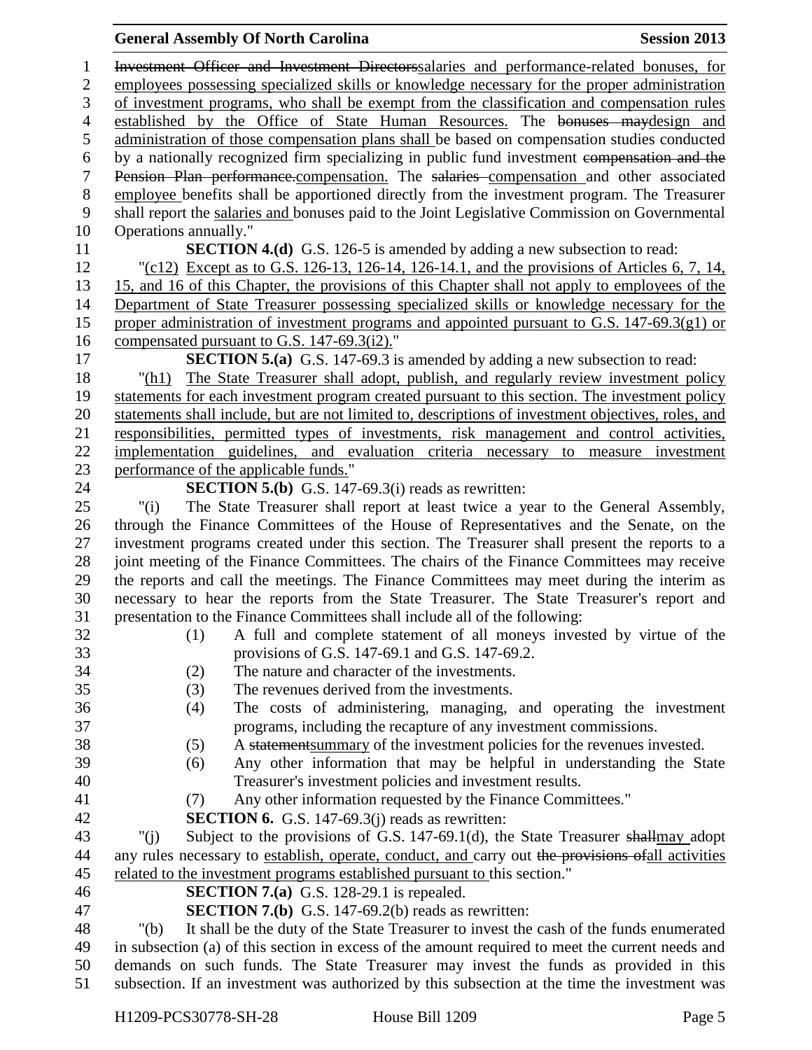Investment Officer and Investment Directorssalaries and performance-related bonuses, for employees possessing specialized skills or knowledge necessary for the proper administration of investment programs, who shall be exempt from the classification and compensation rules established by the Office of State Human Resources. The bonuses maydesign and administration of those compensation plans shall be based on compensation studies conducted by a nationally recognized firm specializing in public fund investment compensation and the Pension Plan performance.compensation. The salaries compensation and other associated employee benefits shall be apportioned directly from the investment program. The Treasurer shall report the salaries and bonuses paid to the Joint Legislative Commission on Governmental Operations annually."

**SECTION 4.(d)** G.S. 126-5 is amended by adding a new subsection to read:

"(c12) Except as to G.S. 126-13, 126-14, 126-14.1, and the provisions of Articles 6, 7, 14, 15, and 16 of this Chapter, the provisions of this Chapter shall not apply to employees of the Department of State Treasurer possessing specialized skills or knowledge necessary for the proper administration of investment programs and appointed pursuant to G.S. 147-69.3(g1) or compensated pursuant to G.S. 147-69.3(i2)."

**SECTION 5.(a)** G.S. 147-69.3 is amended by adding a new subsection to read:

"(h1) The State Treasurer shall adopt, publish, and regularly review investment policy statements for each investment program created pursuant to this section. The investment policy statements shall include, but are not limited to, descriptions of investment objectives, roles, and responsibilities, permitted types of investments, risk management and control activities, implementation guidelines, and evaluation criteria necessary to measure investment performance of the applicable funds."

**SECTION 5.(b)** G.S. 147-69.3(i) reads as rewritten:

"(i) The State Treasurer shall report at least twice a year to the General Assembly, through the Finance Committees of the House of Representatives and the Senate, on the investment programs created under this section. The Treasurer shall present the reports to a joint meeting of the Finance Committees. The chairs of the Finance Committees may receive the reports and call the meetings. The Finance Committees may meet during the interim as necessary to hear the reports from the State Treasurer. The State Treasurer's report and presentation to the Finance Committees shall include all of the following:

(1) A full and complete statement of all moneys invested by virtue of the provisions of G.S. 147-69.1 and G.S. 147-69.2.
(2) The nature and character of the investments.
(3) The revenues derived from the investments.
(4) The costs of administering, managing, and operating the investment programs, including the recapture of any investment commissions.
(5) A statementsummary of the investment policies for the revenues invested.
(6) Any other information that may be helpful in understanding the State Treasurer's investment policies and investment results.
(7) Any other information requested by the Finance Committees."

**SECTION 6.** G.S. 147-69.3(j) reads as rewritten:

"(j) Subject to the provisions of G.S. 147-69.1(d), the State Treasurer shallmay adopt any rules necessary to establish, operate, conduct, and carry out the provisions ofall activities related to the investment programs established pursuant to this section."

**SECTION 7.(a)** G.S. 128-29.1 is repealed.

**SECTION 7.(b)** G.S. 147-69.2(b) reads as rewritten:

"(b) It shall be the duty of the State Treasurer to invest the cash of the funds enumerated in subsection (a) of this section in excess of the amount required to meet the current needs and demands on such funds. The State Treasurer may invest the funds as provided in this subsection. If an investment was authorized by this subsection at the time the investment was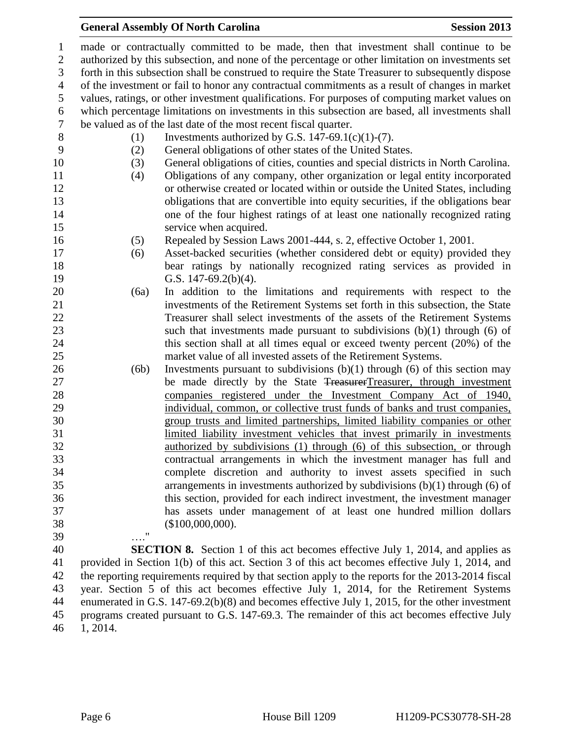made or contractually committed to be made, then that investment shall continue to be authorized by this subsection, and none of the percentage or other limitation on investments set forth in this subsection shall be construed to require the State Treasurer to subsequently dispose of the investment or fail to honor any contractual commitments as a result of changes in market values, ratings, or other investment qualifications. For purposes of computing market values on which percentage limitations on investments in this subsection are based, all investments shall be valued as of the last date of the most recent fiscal quarter.

(1) Investments authorized by G.S. 147-69.1(c)(1)-(7).

(2) General obligations of other states of the United States.

(3) General obligations of cities, counties and special districts in North Carolina.

(4) Obligations of any company, other organization or legal entity incorporated or otherwise created or located within or outside the United States, including obligations that are convertible into equity securities, if the obligations bear one of the four highest ratings of at least one nationally recognized rating service when acquired.

(5) Repealed by Session Laws 2001-444, s. 2, effective October 1, 2001.

(6) Asset-backed securities (whether considered debt or equity) provided they bear ratings by nationally recognized rating services as provided in G.S. 147-69.2(b)(4).

(6a) In addition to the limitations and requirements with respect to the investments of the Retirement Systems set forth in this subsection, the State Treasurer shall select investments of the assets of the Retirement Systems such that investments made pursuant to subdivisions (b)(1) through (6) of this section shall at all times equal or exceed twenty percent (20%) of the market value of all invested assets of the Retirement Systems.

(6b) Investments pursuant to subdivisions (b)(1) through (6) of this section may be made directly by the State ~~Treasurer~~Treasurer, through investment companies registered under the Investment Company Act of 1940, individual, common, or collective trust funds of banks and trust companies, group trusts and limited partnerships, limited liability companies or other limited liability investment vehicles that invest primarily in investments authorized by subdivisions (1) through (6) of this subsection, or through contractual arrangements in which the investment manager has full and complete discretion and authority to invest assets specified in such arrangements in investments authorized by subdivisions (b)(1) through (6) of this section, provided for each indirect investment, the investment manager has assets under management of at least one hundred million dollars ($100,000,000).

…."

**SECTION 8.** Section 1 of this act becomes effective July 1, 2014, and applies as provided in Section 1(b) of this act. Section 3 of this act becomes effective July 1, 2014, and the reporting requirements required by that section apply to the reports for the 2013-2014 fiscal year. Section 5 of this act becomes effective July 1, 2014, for the Retirement Systems enumerated in G.S. 147-69.2(b)(8) and becomes effective July 1, 2015, for the other investment programs created pursuant to G.S. 147-69.3. The remainder of this act becomes effective July 1, 2014.